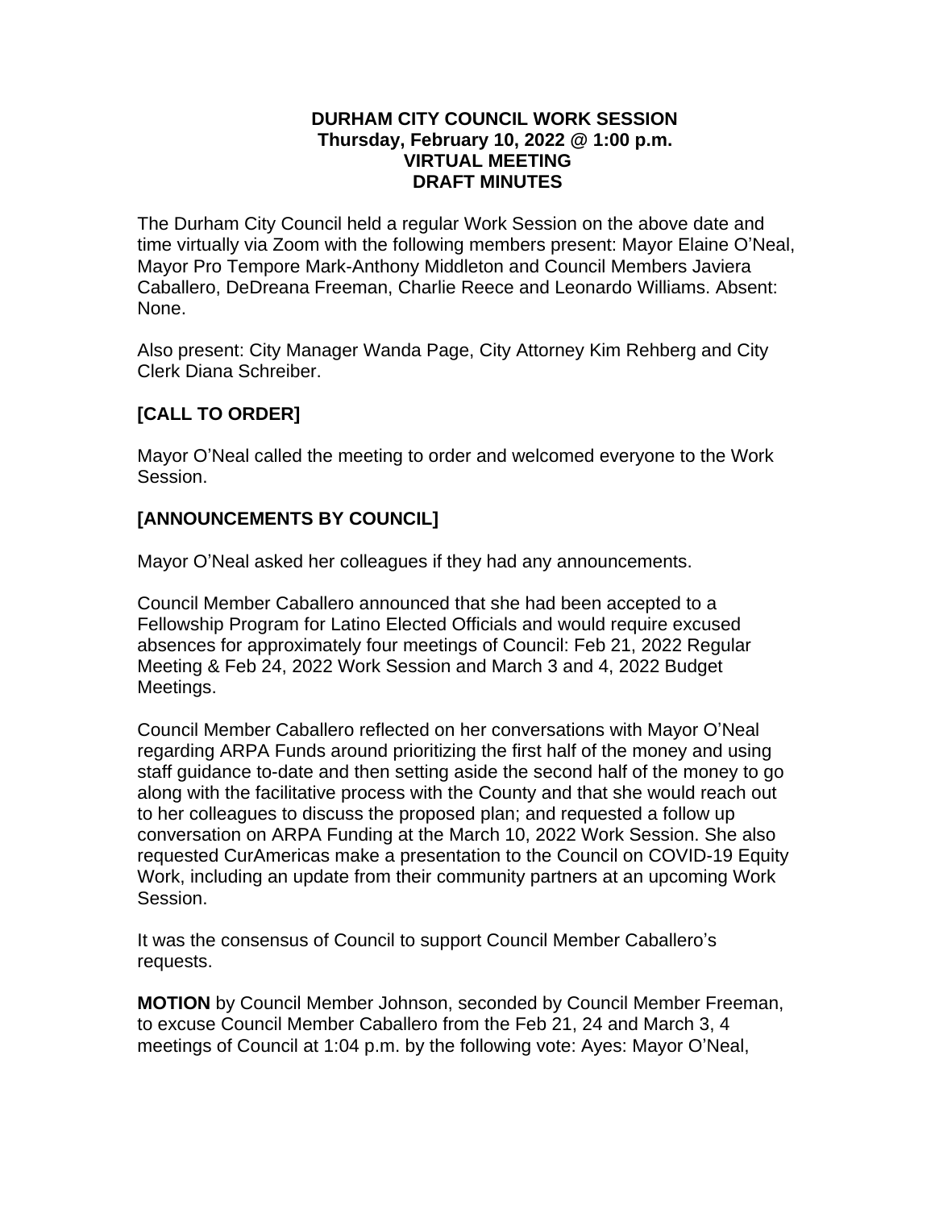**DURHAM CITY COUNCIL WORK SESSION**
**Thursday, February 10, 2022 @ 1:00 p.m.**
**VIRTUAL MEETING**
**DRAFT MINUTES**

The Durham City Council held a regular Work Session on the above date and time virtually via Zoom with the following members present: Mayor Elaine O'Neal, Mayor Pro Tempore Mark-Anthony Middleton and Council Members Javiera Caballero, DeDreana Freeman, Charlie Reece and Leonardo Williams. Absent: None.

Also present: City Manager Wanda Page, City Attorney Kim Rehberg and City Clerk Diana Schreiber.

## [CALL TO ORDER]

Mayor O'Neal called the meeting to order and welcomed everyone to the Work Session.

## [ANNOUNCEMENTS BY COUNCIL]

Mayor O'Neal asked her colleagues if they had any announcements.

Council Member Caballero announced that she had been accepted to a Fellowship Program for Latino Elected Officials and would require excused absences for approximately four meetings of Council: Feb 21, 2022 Regular Meeting & Feb 24, 2022 Work Session and March 3 and 4, 2022 Budget Meetings.

Council Member Caballero reflected on her conversations with Mayor O'Neal regarding ARPA Funds around prioritizing the first half of the money and using staff guidance to-date and then setting aside the second half of the money to go along with the facilitative process with the County and that she would reach out to her colleagues to discuss the proposed plan; and requested a follow up conversation on ARPA Funding at the March 10, 2022 Work Session. She also requested CurAmericas make a presentation to the Council on COVID-19 Equity Work, including an update from their community partners at an upcoming Work Session.

It was the consensus of Council to support Council Member Caballero's requests.

**MOTION** by Council Member Johnson, seconded by Council Member Freeman, to excuse Council Member Caballero from the Feb 21, 24 and March 3, 4 meetings of Council at 1:04 p.m. by the following vote: Ayes: Mayor O'Neal,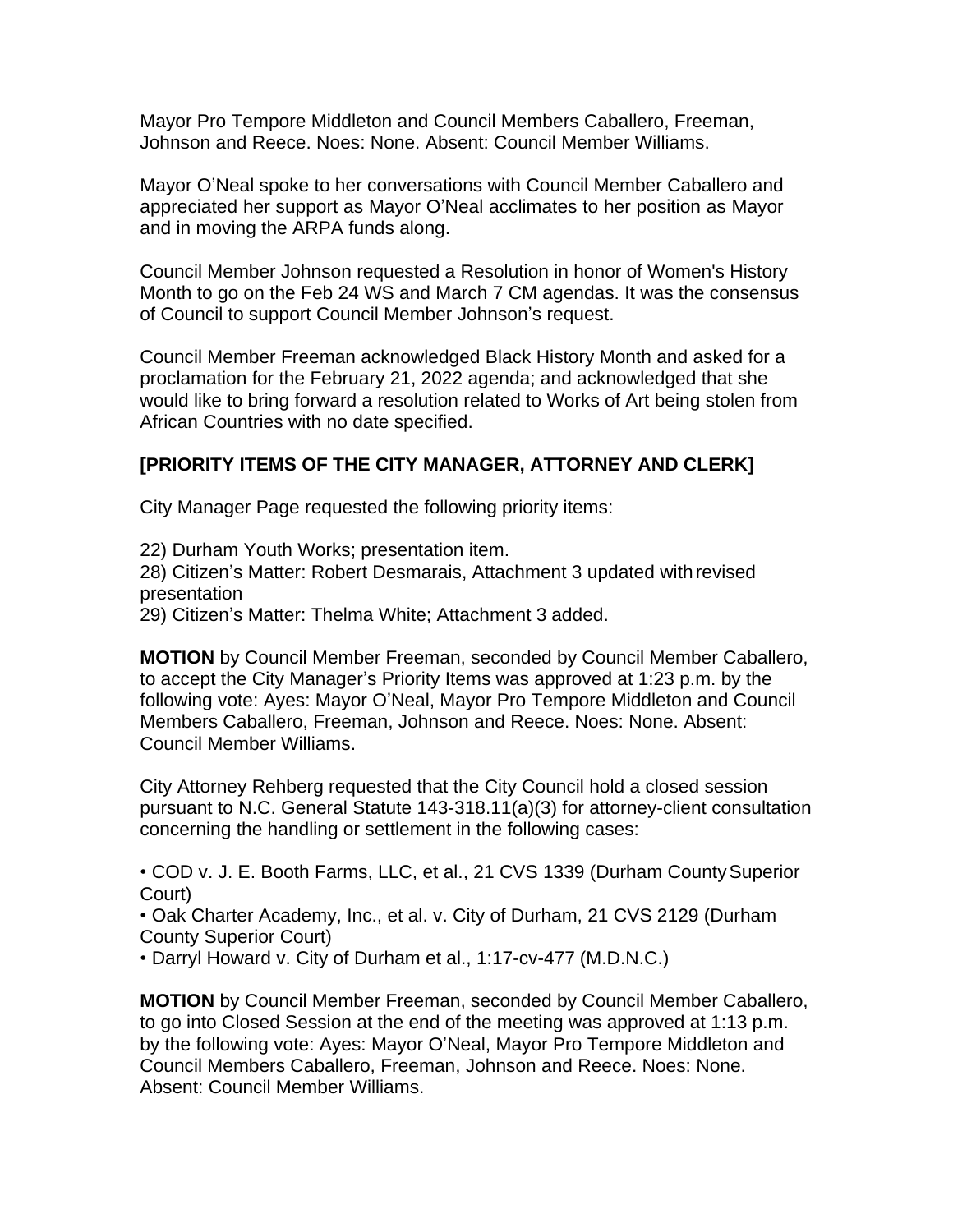Mayor Pro Tempore Middleton and Council Members Caballero, Freeman, Johnson and Reece. Noes: None. Absent: Council Member Williams.

Mayor O'Neal spoke to her conversations with Council Member Caballero and appreciated her support as Mayor O'Neal acclimates to her position as Mayor and in moving the ARPA funds along.

Council Member Johnson requested a Resolution in honor of Women's History Month to go on the Feb 24 WS and March 7 CM agendas. It was the consensus of Council to support Council Member Johnson's request.

Council Member Freeman acknowledged Black History Month and asked for a proclamation for the February 21, 2022 agenda; and acknowledged that she would like to bring forward a resolution related to Works of Art being stolen from African Countries with no date specified.

**[PRIORITY ITEMS OF THE CITY MANAGER, ATTORNEY AND CLERK]**

City Manager Page requested the following priority items:

22) Durham Youth Works; presentation item.
28) Citizen's Matter: Robert Desmarais, Attachment 3 updated with revised presentation
29) Citizen's Matter: Thelma White; Attachment 3 added.

**MOTION** by Council Member Freeman, seconded by Council Member Caballero, to accept the City Manager's Priority Items was approved at 1:23 p.m. by the following vote: Ayes: Mayor O'Neal, Mayor Pro Tempore Middleton and Council Members Caballero, Freeman, Johnson and Reece. Noes: None. Absent: Council Member Williams.

City Attorney Rehberg requested that the City Council hold a closed session pursuant to N.C. General Statute 143-318.11(a)(3) for attorney-client consultation concerning the handling or settlement in the following cases:

- COD v. J. E. Booth Farms, LLC, et al., 21 CVS 1339 (Durham County Superior Court)
- Oak Charter Academy, Inc., et al. v. City of Durham, 21 CVS 2129 (Durham County Superior Court)
- Darryl Howard v. City of Durham et al., 1:17-cv-477 (M.D.N.C.)

**MOTION** by Council Member Freeman, seconded by Council Member Caballero, to go into Closed Session at the end of the meeting was approved at 1:13 p.m. by the following vote: Ayes: Mayor O'Neal, Mayor Pro Tempore Middleton and Council Members Caballero, Freeman, Johnson and Reece. Noes: None. Absent: Council Member Williams.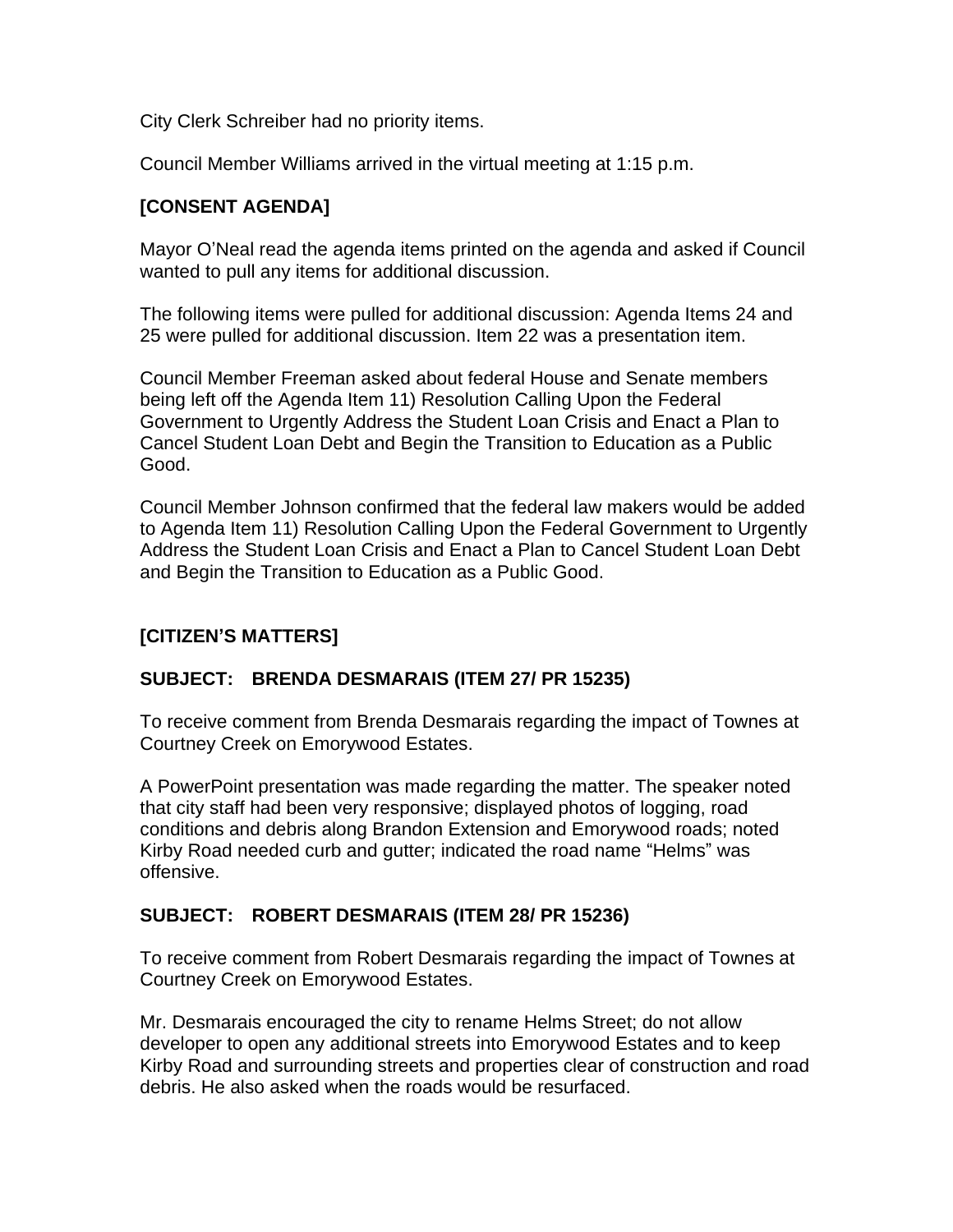City Clerk Schreiber had no priority items.

Council Member Williams arrived in the virtual meeting at 1:15 p.m.

## [CONSENT AGENDA]

Mayor O'Neal read the agenda items printed on the agenda and asked if Council wanted to pull any items for additional discussion.

The following items were pulled for additional discussion: Agenda Items 24 and 25 were pulled for additional discussion. Item 22 was a presentation item.

Council Member Freeman asked about federal House and Senate members being left off the Agenda Item 11) Resolution Calling Upon the Federal Government to Urgently Address the Student Loan Crisis and Enact a Plan to Cancel Student Loan Debt and Begin the Transition to Education as a Public Good.

Council Member Johnson confirmed that the federal law makers would be added to Agenda Item 11) Resolution Calling Upon the Federal Government to Urgently Address the Student Loan Crisis and Enact a Plan to Cancel Student Loan Debt and Begin the Transition to Education as a Public Good.

## [CITIZEN'S MATTERS]

### SUBJECT: BRENDA DESMARAIS (ITEM 27/ PR 15235)

To receive comment from Brenda Desmarais regarding the impact of Townes at Courtney Creek on Emorywood Estates.

A PowerPoint presentation was made regarding the matter. The speaker noted that city staff had been very responsive; displayed photos of logging, road conditions and debris along Brandon Extension and Emorywood roads; noted Kirby Road needed curb and gutter; indicated the road name "Helms" was offensive.

### SUBJECT: ROBERT DESMARAIS (ITEM 28/ PR 15236)

To receive comment from Robert Desmarais regarding the impact of Townes at Courtney Creek on Emorywood Estates.

Mr. Desmarais encouraged the city to rename Helms Street; do not allow developer to open any additional streets into Emorywood Estates and to keep Kirby Road and surrounding streets and properties clear of construction and road debris. He also asked when the roads would be resurfaced.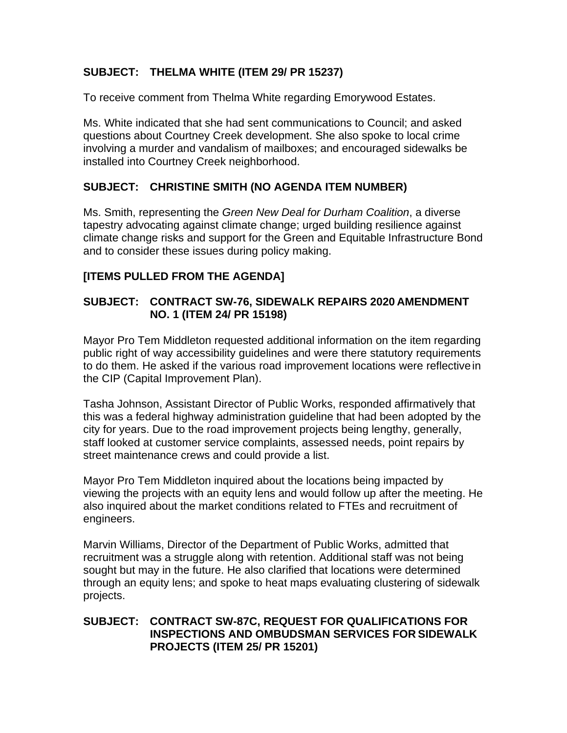**SUBJECT: THELMA WHITE (ITEM 29/ PR 15237)**

To receive comment from Thelma White regarding Emorywood Estates.

Ms. White indicated that she had sent communications to Council; and asked questions about Courtney Creek development. She also spoke to local crime involving a murder and vandalism of mailboxes; and encouraged sidewalks be installed into Courtney Creek neighborhood.

**SUBJECT: CHRISTINE SMITH (NO AGENDA ITEM NUMBER)**

Ms. Smith, representing the *Green New Deal for Durham Coalition*, a diverse tapestry advocating against climate change; urged building resilience against climate change risks and support for the Green and Equitable Infrastructure Bond and to consider these issues during policy making.

**[ITEMS PULLED FROM THE AGENDA]**

**SUBJECT: CONTRACT SW-76, SIDEWALK REPAIRS 2020 AMENDMENT NO. 1 (ITEM 24/ PR 15198)**

Mayor Pro Tem Middleton requested additional information on the item regarding public right of way accessibility guidelines and were there statutory requirements to do them. He asked if the various road improvement locations were reflective in the CIP (Capital Improvement Plan).

Tasha Johnson, Assistant Director of Public Works, responded affirmatively that this was a federal highway administration guideline that had been adopted by the city for years. Due to the road improvement projects being lengthy, generally, staff looked at customer service complaints, assessed needs, point repairs by street maintenance crews and could provide a list.

Mayor Pro Tem Middleton inquired about the locations being impacted by viewing the projects with an equity lens and would follow up after the meeting. He also inquired about the market conditions related to FTEs and recruitment of engineers.

Marvin Williams, Director of the Department of Public Works, admitted that recruitment was a struggle along with retention. Additional staff was not being sought but may in the future. He also clarified that locations were determined through an equity lens; and spoke to heat maps evaluating clustering of sidewalk projects.

**SUBJECT: CONTRACT SW-87C, REQUEST FOR QUALIFICATIONS FOR INSPECTIONS AND OMBUDSMAN SERVICES FOR SIDEWALK PROJECTS (ITEM 25/ PR 15201)**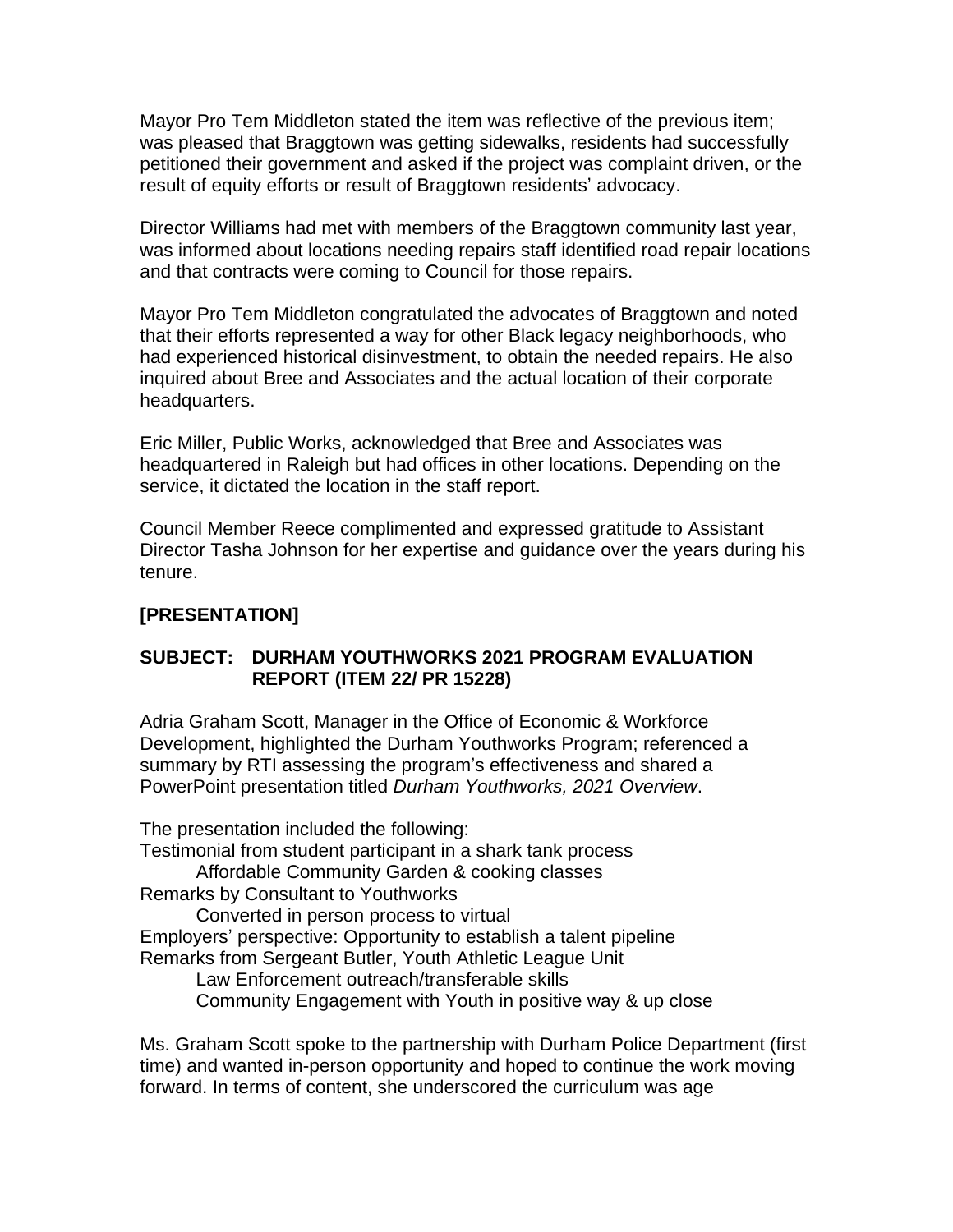Mayor Pro Tem Middleton stated the item was reflective of the previous item; was pleased that Braggtown was getting sidewalks, residents had successfully petitioned their government and asked if the project was complaint driven, or the result of equity efforts or result of Braggtown residents' advocacy.

Director Williams had met with members of the Braggtown community last year, was informed about locations needing repairs staff identified road repair locations and that contracts were coming to Council for those repairs.

Mayor Pro Tem Middleton congratulated the advocates of Braggtown and noted that their efforts represented a way for other Black legacy neighborhoods, who had experienced historical disinvestment, to obtain the needed repairs. He also inquired about Bree and Associates and the actual location of their corporate headquarters.

Eric Miller, Public Works, acknowledged that Bree and Associates was headquartered in Raleigh but had offices in other locations. Depending on the service, it dictated the location in the staff report.

Council Member Reece complimented and expressed gratitude to Assistant Director Tasha Johnson for her expertise and guidance over the years during his tenure.

**[PRESENTATION]**

**SUBJECT: DURHAM YOUTHWORKS 2021 PROGRAM EVALUATION REPORT (ITEM 22/ PR 15228)**

Adria Graham Scott, Manager in the Office of Economic & Workforce Development, highlighted the Durham Youthworks Program; referenced a summary by RTI assessing the program's effectiveness and shared a PowerPoint presentation titled *Durham Youthworks, 2021 Overview*.

The presentation included the following:

Testimonial from student participant in a shark tank process
- Affordable Community Garden & cooking classes

Remarks by Consultant to Youthworks
- Converted in person process to virtual

Employers' perspective: Opportunity to establish a talent pipeline

Remarks from Sergeant Butler, Youth Athletic League Unit
- Law Enforcement outreach/transferable skills
- Community Engagement with Youth in positive way & up close

Ms. Graham Scott spoke to the partnership with Durham Police Department (first time) and wanted in-person opportunity and hoped to continue the work moving forward. In terms of content, she underscored the curriculum was age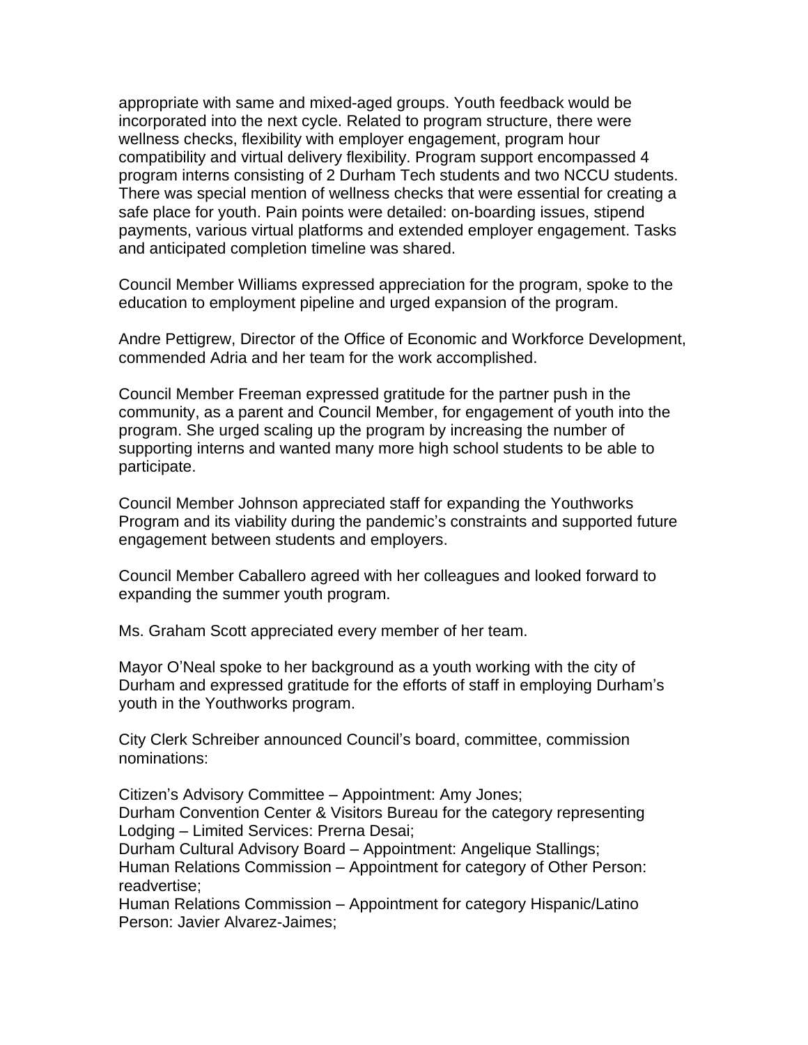appropriate with same and mixed-aged groups. Youth feedback would be incorporated into the next cycle. Related to program structure, there were wellness checks, flexibility with employer engagement, program hour compatibility and virtual delivery flexibility. Program support encompassed 4 program interns consisting of 2 Durham Tech students and two NCCU students. There was special mention of wellness checks that were essential for creating a safe place for youth. Pain points were detailed: on-boarding issues, stipend payments, various virtual platforms and extended employer engagement. Tasks and anticipated completion timeline was shared.

Council Member Williams expressed appreciation for the program, spoke to the education to employment pipeline and urged expansion of the program.

Andre Pettigrew, Director of the Office of Economic and Workforce Development, commended Adria and her team for the work accomplished.

Council Member Freeman expressed gratitude for the partner push in the community, as a parent and Council Member, for engagement of youth into the program. She urged scaling up the program by increasing the number of supporting interns and wanted many more high school students to be able to participate.

Council Member Johnson appreciated staff for expanding the Youthworks Program and its viability during the pandemic's constraints and supported future engagement between students and employers.

Council Member Caballero agreed with her colleagues and looked forward to expanding the summer youth program.

Ms. Graham Scott appreciated every member of her team.

Mayor O'Neal spoke to her background as a youth working with the city of Durham and expressed gratitude for the efforts of staff in employing Durham's youth in the Youthworks program.

City Clerk Schreiber announced Council's board, committee, commission nominations:

Citizen's Advisory Committee – Appointment: Amy Jones;
Durham Convention Center & Visitors Bureau for the category representing Lodging – Limited Services: Prerna Desai;
Durham Cultural Advisory Board – Appointment: Angelique Stallings;
Human Relations Commission – Appointment for category of Other Person: readvertise;
Human Relations Commission – Appointment for category Hispanic/Latino Person: Javier Alvarez-Jaimes;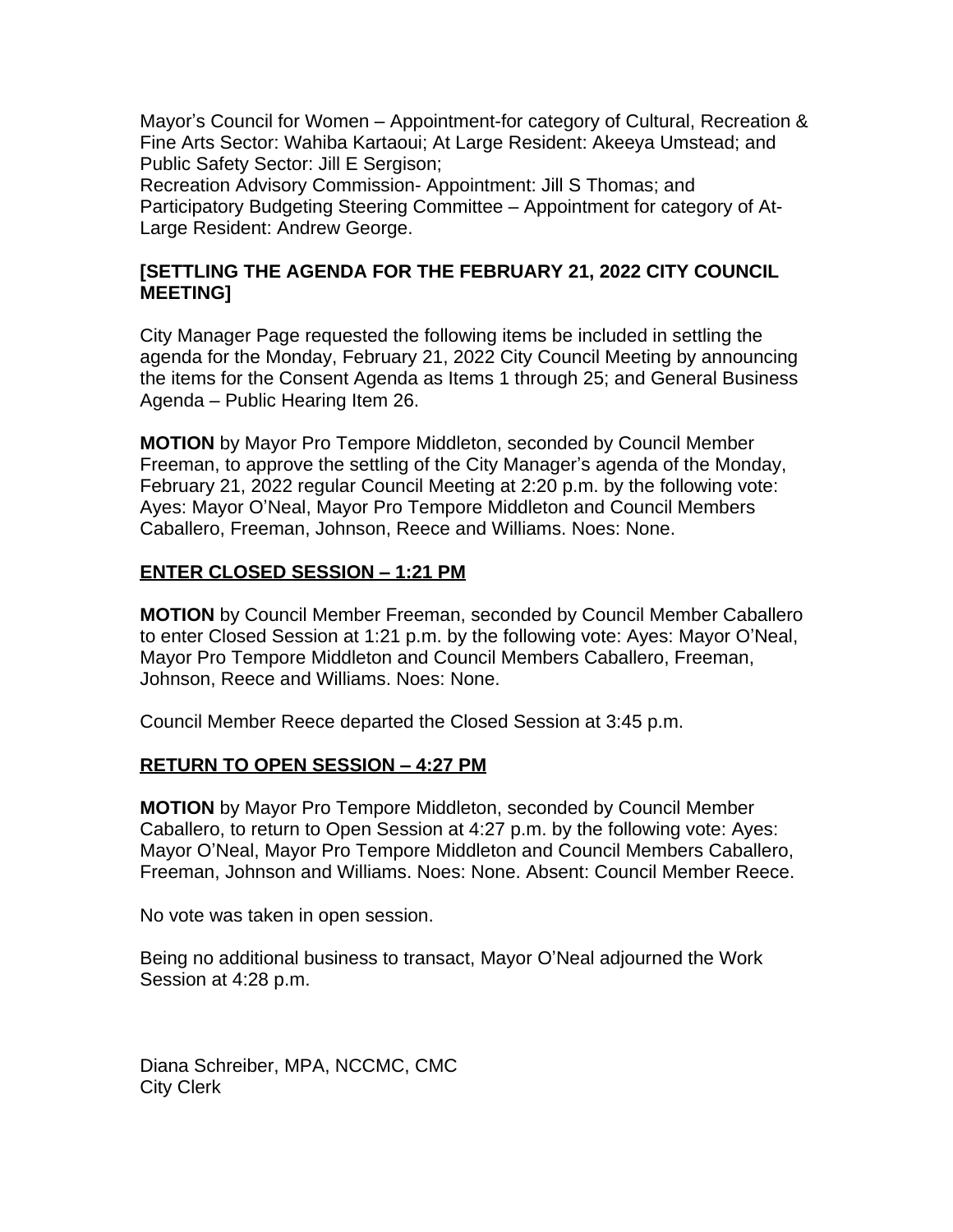Mayor's Council for Women – Appointment-for category of Cultural, Recreation & Fine Arts Sector: Wahiba Kartaoui; At Large Resident: Akeeya Umstead; and Public Safety Sector: Jill E Sergison;
Recreation Advisory Commission- Appointment: Jill S Thomas; and
Participatory Budgeting Steering Committee – Appointment for category of At-Large Resident: Andrew George.

**[SETTLING THE AGENDA FOR THE FEBRUARY 21, 2022 CITY COUNCIL MEETING]**

City Manager Page requested the following items be included in settling the agenda for the Monday, February 21, 2022 City Council Meeting by announcing the items for the Consent Agenda as Items 1 through 25; and General Business Agenda – Public Hearing Item 26.

**MOTION** by Mayor Pro Tempore Middleton, seconded by Council Member Freeman, to approve the settling of the City Manager's agenda of the Monday, February 21, 2022 regular Council Meeting at 2:20 p.m. by the following vote: Ayes: Mayor O'Neal, Mayor Pro Tempore Middleton and Council Members Caballero, Freeman, Johnson, Reece and Williams. Noes: None.

**ENTER CLOSED SESSION – 1:21 PM**

**MOTION** by Council Member Freeman, seconded by Council Member Caballero to enter Closed Session at 1:21 p.m. by the following vote: Ayes: Mayor O'Neal, Mayor Pro Tempore Middleton and Council Members Caballero, Freeman, Johnson, Reece and Williams. Noes: None.

Council Member Reece departed the Closed Session at 3:45 p.m.

**RETURN TO OPEN SESSION – 4:27 PM**

**MOTION** by Mayor Pro Tempore Middleton, seconded by Council Member Caballero, to return to Open Session at 4:27 p.m. by the following vote: Ayes: Mayor O'Neal, Mayor Pro Tempore Middleton and Council Members Caballero, Freeman, Johnson and Williams. Noes: None. Absent: Council Member Reece.

No vote was taken in open session.

Being no additional business to transact, Mayor O'Neal adjourned the Work Session at 4:28 p.m.

Diana Schreiber, MPA, NCCMC, CMC
City Clerk